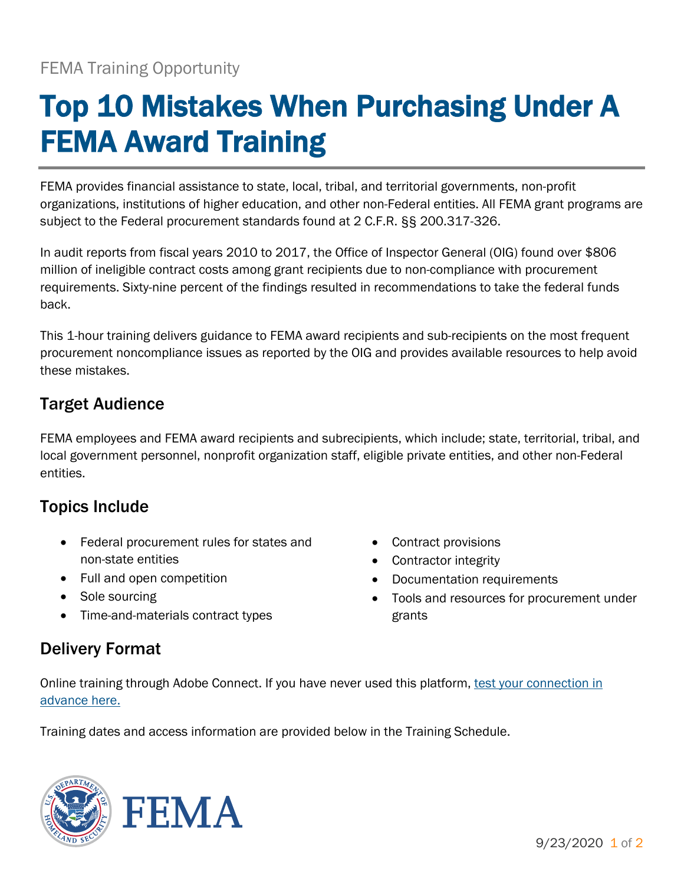FEMA Training Opportunity

# Top 10 Mistakes When Purchasing Under A FEMA Award Training

FEMA provides financial assistance to state, local, tribal, and territorial governments, non-profit organizations, institutions of higher education, and other non-Federal entities. All FEMA grant programs are subject to the Federal procurement standards found at 2 C.F.R. §§ 200.317-326.

In audit reports from fiscal years 2010 to 2017, the Office of Inspector General (OIG) found over $806 million of ineligible contract costs among grant recipients due to non-compliance with procurement requirements. Sixty-nine percent of the findings resulted in recommendations to take the federal funds back.

This 1-hour training delivers guidance to FEMA award recipients and sub-recipients on the most frequent procurement noncompliance issues as reported by the OIG and provides available resources to help avoid these mistakes.

## Target Audience

FEMA employees and FEMA award recipients and subrecipients, which include; state, territorial, tribal, and local government personnel, nonprofit organization staff, eligible private entities, and other non-Federal entities.

## Topics Include

- Federal procurement rules for states and non-state entities
- Full and open competition
- Sole sourcing
- Time-and-materials contract types
- Contract provisions
- Contractor integrity
- Documentation requirements
- Tools and resources for procurement under grants

## Delivery Format

Online training through Adobe Connect. If you have never used this platform, test your connection in advance here.

Training dates and access information are provided below in the Training Schedule.

FEMA

9/23/2020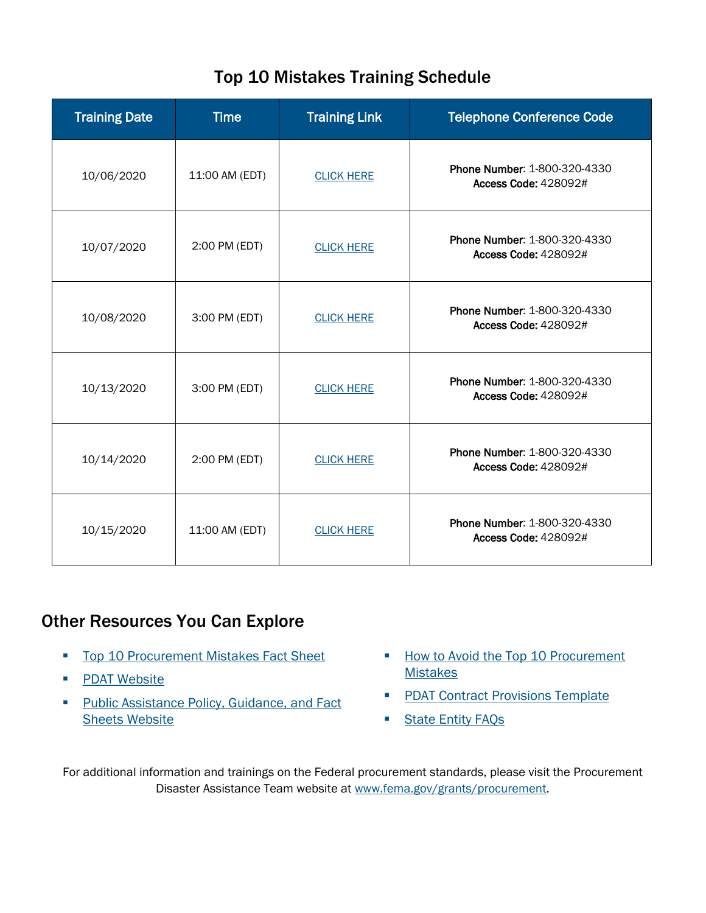# Top 10 Mistakes Training Schedule

| Training Date | Time | Training Link | Telephone Conference Code |
|---|---|---|---|
| 10/06/2020 | 11:00 AM (EDT) | CLICK HERE | **Phone Number**: 1-800-320-4330 **Access Code:** 428092# |
| 10/07/2020 | 2:00 PM (EDT) | CLICK HERE | **Phone Number**: 1-800-320-4330 **Access Code:** 428092# |
| 10/08/2020 | 3:00 PM (EDT) | CLICK HERE | **Phone Number**: 1-800-320-4330 **Access Code:** 428092# |
| 10/13/2020 | 3:00 PM (EDT) | CLICK HERE | **Phone Number**: 1-800-320-4330 **Access Code:** 428092# |
| 10/14/2020 | 2:00 PM (EDT) | CLICK HERE | **Phone Number**: 1-800-320-4330 **Access Code:** 428092# |
| 10/15/2020 | 11:00 AM (EDT) | CLICK HERE | **Phone Number**: 1-800-320-4330 **Access Code:** 428092# |

## Other Resources You Can Explore

- Top 10 Procurement Mistakes Fact Sheet
- PDAT Website
- Public Assistance Policy, Guidance, and Fact Sheets Website
- How to Avoid the Top 10 Procurement Mistakes
- PDAT Contract Provisions Template
- State Entity FAQs

For additional information and trainings on the Federal procurement standards, please visit the Procurement Disaster Assistance Team website at www.fema.gov/grants/procurement.